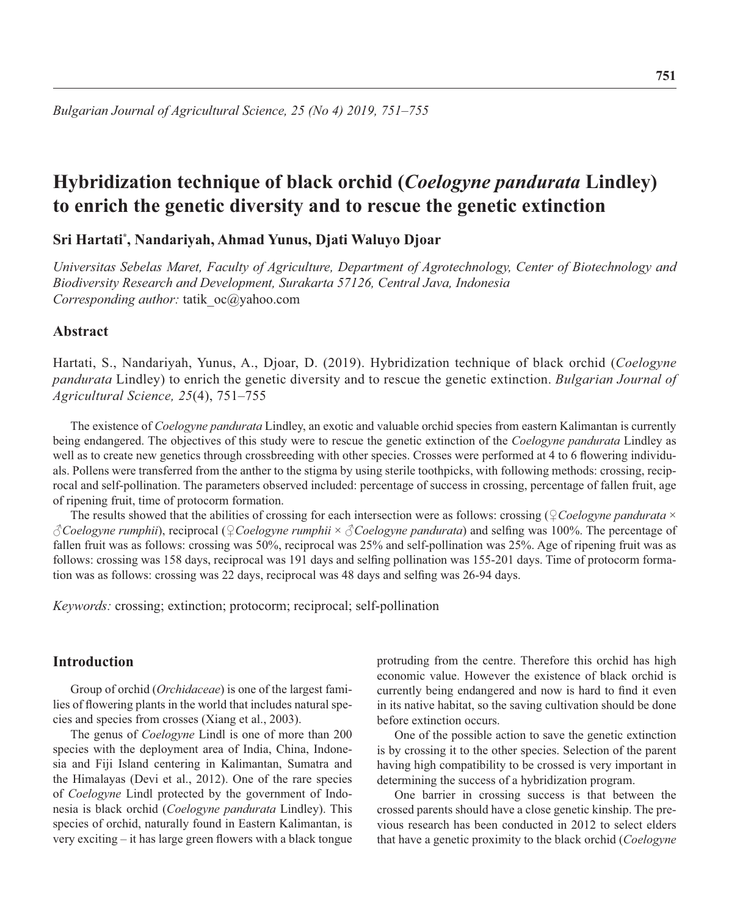# Hybridization technique of black orchid (*Coelogyne pandurata* Lindley) to enrich the genetic diversity and to rescue the genetic extinction

**Sri Hartati*, Nandariyah, Ahmad Yunus, Djati Waluyo Djoar**

*Universitas Sebelas Maret, Faculty of Agriculture, Department of Agrotechnology, Center of Biotechnology and Biodiversity Research and Development, Surakarta 57126, Central Java, Indonesia*
*Corresponding author:* tatik_oc@yahoo.com

## Abstract

Hartati, S., Nandariyah, Yunus, A., Djoar, D. (2019). Hybridization technique of black orchid (*Coelogyne pandurata* Lindley) to enrich the genetic diversity and to rescue the genetic extinction. *Bulgarian Journal of Agricultural Science, 25*(4), 751–755

The existence of *Coelogyne pandurata* Lindley, an exotic and valuable orchid species from eastern Kalimantan is currently being endangered. The objectives of this study were to rescue the genetic extinction of the *Coelogyne pandurata* Lindley as well as to create new genetics through crossbreeding with other species. Crosses were performed at 4 to 6 flowering individuals. Pollens were transferred from the anther to the stigma by using sterile toothpicks, with following methods: crossing, reciprocal and self-pollination. The parameters observed included: percentage of success in crossing, percentage of fallen fruit, age of ripening fruit, time of protocorm formation.

The results showed that the abilities of crossing for each intersection were as follows: crossing (♀*Coelogyne pandurata* × ♂*Coelogyne rumphii*), reciprocal (♀*Coelogyne rumphii* × ♂*Coelogyne pandurata*) and selfing was 100%. The percentage of fallen fruit was as follows: crossing was 50%, reciprocal was 25% and self-pollination was 25%. Age of ripening fruit was as follows: crossing was 158 days, reciprocal was 191 days and selfing pollination was 155-201 days. Time of protocorm formation was as follows: crossing was 22 days, reciprocal was 48 days and selfing was 26-94 days.

*Keywords:* crossing; extinction; protocorm; reciprocal; self-pollination

## Introduction

Group of orchid (*Orchidaceae*) is one of the largest families of flowering plants in the world that includes natural species and species from crosses (Xiang et al., 2003).

The genus of *Coelogyne* Lindl is one of more than 200 species with the deployment area of India, China, Indonesia and Fiji Island centering in Kalimantan, Sumatra and the Himalayas (Devi et al., 2012). One of the rare species of *Coelogyne* Lindl protected by the government of Indonesia is black orchid (*Coelogyne pandurata* Lindley). This species of orchid, naturally found in Eastern Kalimantan, is very exciting – it has large green flowers with a black tongue protruding from the centre. Therefore this orchid has high economic value. However the existence of black orchid is currently being endangered and now is hard to find it even in its native habitat, so the saving cultivation should be done before extinction occurs.

One of the possible action to save the genetic extinction is by crossing it to the other species. Selection of the parent having high compatibility to be crossed is very important in determining the success of a hybridization program.

One barrier in crossing success is that between the crossed parents should have a close genetic kinship. The previous research has been conducted in 2012 to select elders that have a genetic proximity to the black orchid (*Coelogyne*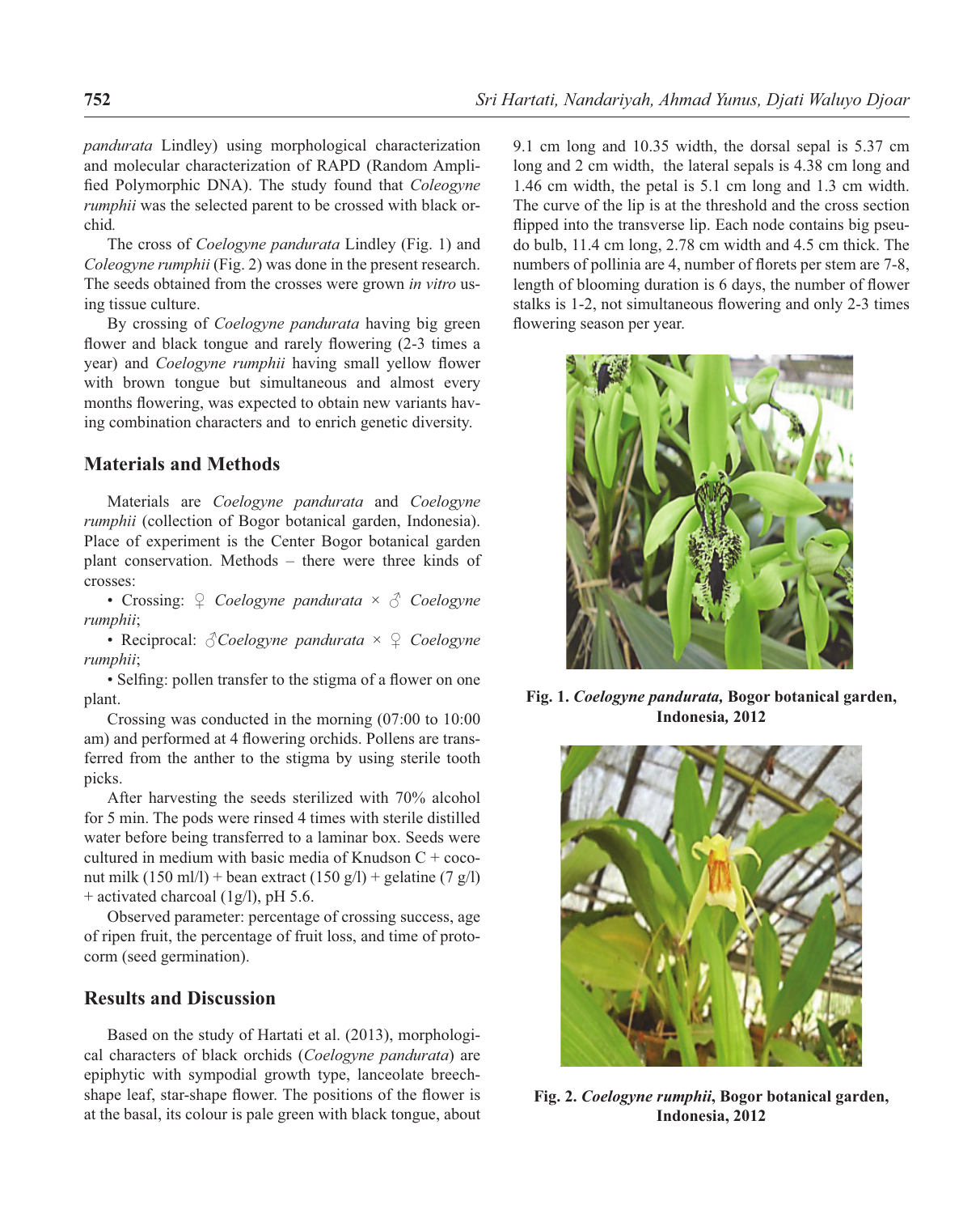*pandurata* Lindley) using morphological characterization and molecular characterization of RAPD (Random Amplified Polymorphic DNA). The study found that *Coleogyne rumphii* was the selected parent to be crossed with black orchid.

The cross of *Celogyne pandurata* Lindley (Fig. 1) and *Coleogyne rumphii* (Fig. 2) was done in the present research. The seeds obtained from the crosses were grown *in vitro* using tissue culture.

By crossing of *Coelogyne pandurata* having big green flower and black tongue and rarely flowering (2-3 times a year) and *Coelogyne rumphii* having small yellow flower with brown tongue but simultaneous and almost every months flowering, was expected to obtain new variants having combination characters and to enrich genetic diversity.

## Materials and Methods

Materials are *Coelogyne pandurata* and *Coelogyne rumphii* (collection of Bogor botanical garden, Indonesia). Place of experiment is the Center Bogor botanical garden plant conservation. Methods – there were three kinds of crosses:

- Crossing: ♀ *Coelogyne pandurata* × ♂ *Coelogyne rumphii*;
- Reciprocal: ♂*Coelogyne pandurata* × ♀ *Coelogyne rumphii*;
- Selfing: pollen transfer to the stigma of a flower on one plant.

Crossing was conducted in the morning (07:00 to 10:00 am) and performed at 4 flowering orchids. Pollens are transferred from the anther to the stigma by using sterile tooth picks.

After harvesting the seeds sterilized with 70% alcohol for 5 min. The pods were rinsed 4 times with sterile distilled water before being transferred to a laminar box. Seeds were cultured in medium with basic media of Knudson C + coconut milk (150 ml/l) + bean extract (150 g/l) + gelatine (7 g/l) + activated charcoal (1g/l), pH 5.6.

Observed parameter: percentage of crossing success, age of ripen fruit, the percentage of fruit loss, and time of protocorm (seed germination).

## Results and Discussion

Based on the study of Hartati et al. (2013), morphological characters of black orchids (*Coelogyne pandurata*) are epiphytic with sympodial growth type, lanceolate breech-shape leaf, star-shape flower. The positions of the flower is at the basal, its colour is pale green with black tongue, about 9.1 cm long and 10.35 width, the dorsal sepal is 5.37 cm long and 2 cm width, the lateral sepals is 4.38 cm long and 1.46 cm width, the petal is 5.1 cm long and 1.3 cm width. The curve of the lip is at the threshold and the cross section flipped into the transverse lip. Each node contains big pseudo bulb, 11.4 cm long, 2.78 cm width and 4.5 cm thick. The numbers of pollinia are 4, number of florets per stem are 7-8, length of blooming duration is 6 days, the number of flower stalks is 1-2, not simultaneous flowering and only 2-3 times flowering season per year.

**Fig. 1. *Coelogyne pandurata,* Bogor botanical garden, Indonesia, 2012**

**Fig. 2. *Coelogyne rumphii*, Bogor botanical garden, Indonesia, 2012**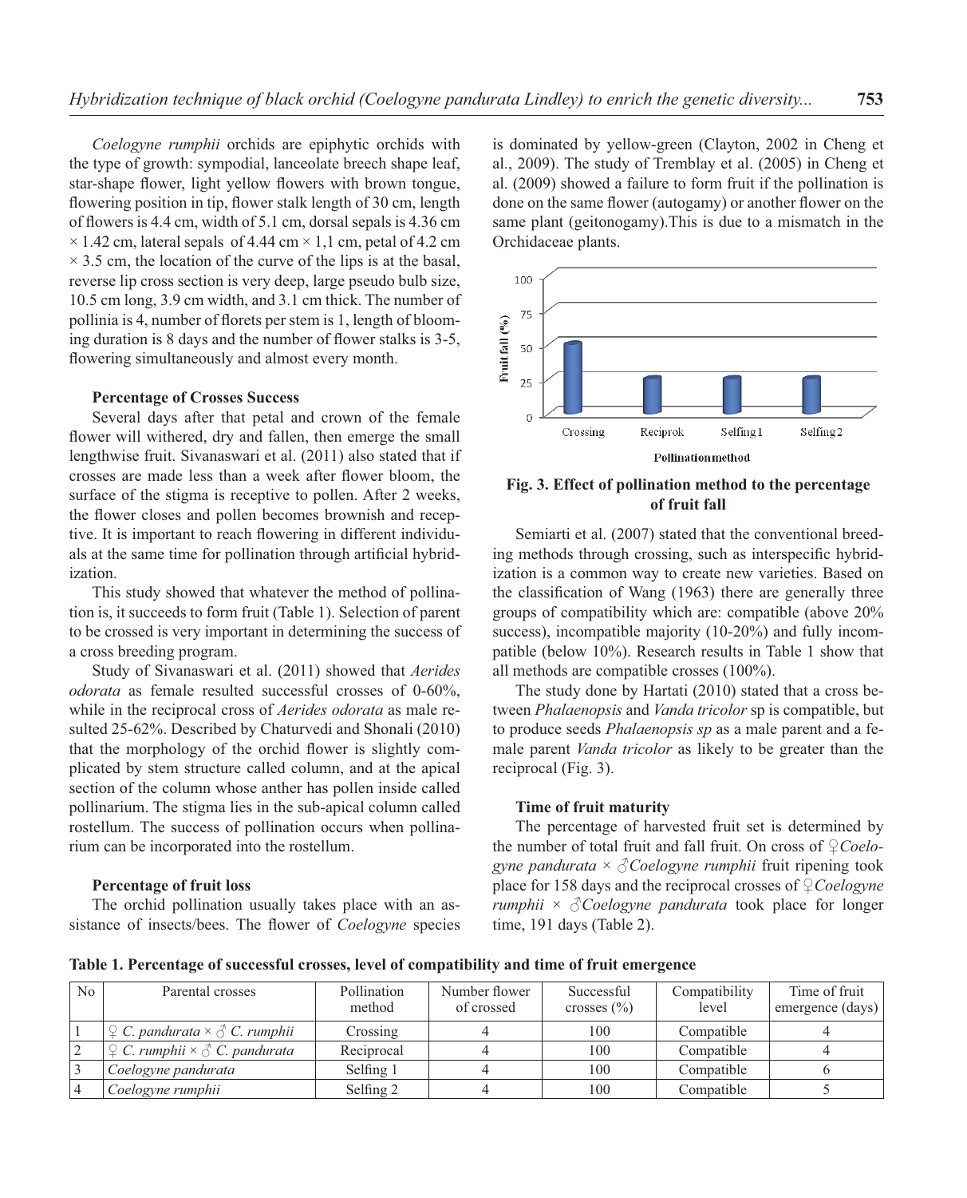*Coelogyne rumphii* orchids are epiphytic orchids with the type of growth: sympodial, lanceolate breech shape leaf, star-shape flower, light yellow flowers with brown tongue, flowering position in tip, flower stalk length of 30 cm, length of flowers is 4.4 cm, width of 5.1 cm, dorsal sepals is 4.36 cm × 1.42 cm, lateral sepals of 4.44 cm × 1,1 cm, petal of 4.2 cm × 3.5 cm, the location of the curve of the lips is at the basal, reverse lip cross section is very deep, large pseudo bulb size, 10.5 cm long, 3.9 cm width, and 3.1 cm thick. The number of pollinia is 4, number of florets per stem is 1, length of blooming duration is 8 days and the number of flower stalks is 3-5, flowering simultaneously and almost every month.

#### Percentage of Crosses Success

Several days after that petal and crown of the female flower will withered, dry and fallen, then emerge the small lengthwise fruit. Sivanaswari et al. (2011) also stated that if crosses are made less than a week after flower bloom, the surface of the stigma is receptive to pollen. After 2 weeks, the flower closes and pollen becomes brownish and receptive. It is important to reach flowering in different individuals at the same time for pollination through artificial hybridization.

This study showed that whatever the method of pollination is, it succeeds to form fruit (Table 1). Selection of parent to be crossed is very important in determining the success of a cross breeding program.

Study of Sivanaswari et al. (2011) showed that *Aerides odorata* as female resulted successful crosses of 0-60%, while in the reciprocal cross of *Aerides odorata* as male resulted 25-62%. Described by Chaturvedi and Shonali (2010) that the morphology of the orchid flower is slightly complicated by stem structure called column, and at the apical section of the column whose anther has pollen inside called pollinarium. The stigma lies in the sub-apical column called rostellum. The success of pollination occurs when pollinarium can be incorporated into the rostellum.

#### Percentage of fruit loss

The orchid pollination usually takes place with an assistance of insects/bees. The flower of *Coelogyne* species is dominated by yellow-green (Clayton, 2002 in Cheng et al., 2009). The study of Tremblay et al. (2005) in Cheng et al. (2009) showed a failure to form fruit if the pollination is done on the same flower (autogamy) or another flower on the same plant (geitonogamy).This is due to a mismatch in the Orchidaceae plants.

100
75
50
25
0
Fruit fall (%)
Crossing
Reciprok
Selfing 1
Selfing 2
Pollination method

**Fig. 3. Effect of pollination method to the percentage of fruit fall**

Semiarti et al. (2007) stated that the conventional breeding methods through crossing, such as interspecific hybridization is a common way to create new varieties. Based on the classification of Wang (1963) there are generally three groups of compatibility which are: compatible (above 20% success), incompatible majority (10-20%) and fully incompatible (below 10%). Research results in Table 1 show that all methods are compatible crosses (100%).

The study done by Hartati (2010) stated that a cross between *Phalaenopsis* and *Vanda tricolor* sp is compatible, but to produce seeds *Phalaenopsis sp* as a male parent and a female parent *Vanda tricolor* as likely to be greater than the reciprocal (Fig. 3).

#### Time of fruit maturity

The percentage of harvested fruit set is determined by the number of total fruit and fall fruit. On cross of ♀*Coelogyne pandurata* × ♂*Coelogyne rumphii* fruit ripening took place for 158 days and the reciprocal crosses of ♀*Coelogyne rumphii* × ♂*Coelogyne pandurata* took place for longer time, 191 days (Table 2).

**Table 1. Percentage of successful crosses, level of compatibility and time of fruit emergence**

| No | Parental crosses | Pollination method | Number flower of crossed | Successful crosses (%) | Compatibility level | Time of fruit emergence (days) |
|---|---|---|---|---|---|---|
| 1 | ♀ *C. pandurata* × ♂ *C. rumphii* | Crossing | 4 | 100 | Compatible | 4 |
| 2 | ♀ *C. rumphii* × ♂ *C. pandurata* | Reciprocal | 4 | 100 | Compatible | 4 |
| 3 | *Coelogyne pandurata* | Selfing 1 | 4 | 100 | Compatible | 6 |
| 4 | *Coelogyne rumphii* | Selfing 2 | 4 | 100 | Compatible | 5 |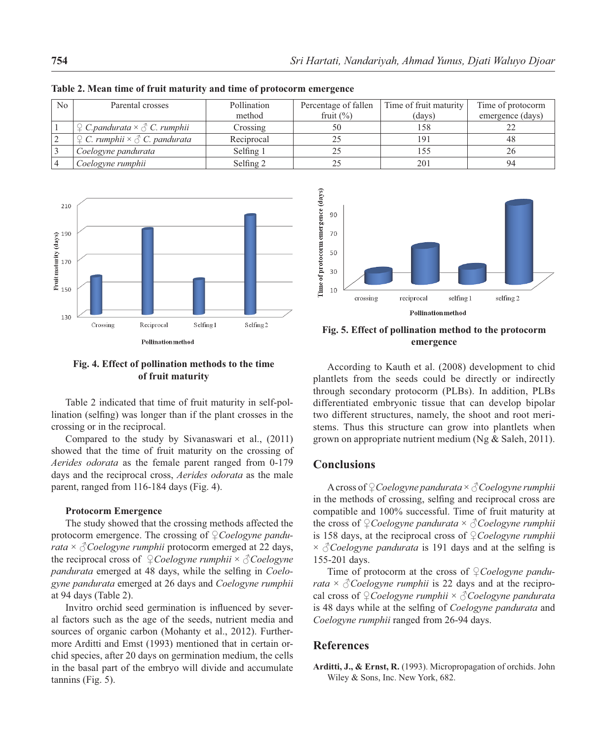**Table 2. Mean time of fruit maturity and time of protocorm emergence**

| No | Parental crosses | Pollination method | Percentage of fallen fruit (%) | Time of fruit maturity (days) | Time of protocorm emergence (days) |
|---|---|---|---|---|---|
| 1 | ♀ *C.pandurata* × ♂ *C. rumphii* | Crossing | 50 | 158 | 22 |
| 2 | ♀ *C. rumphii* × ♂ *C. pandurata* | Reciprocal | 25 | 191 | 48 |
| 3 | *Coelogyne pandurata* | Selfing 1 | 25 | 155 | 26 |
| 4 | *Coelogyne rumphii* | Selfing 2 | 25 | 201 | 94 |

Fruit maturity (days)
210
190
170
150
130
Crossing
Reciprocal
Selfing 1
Selfing 2
Pollination method

**Fig. 4. Effect of pollination methods to the time of fruit maturity**

Table 2 indicated that time of fruit maturity in self-pollination (selfing) was longer than if the plant crosses in the crossing or in the reciprocal.

Compared to the study by Sivanaswari et al., (2011) showed that the time of fruit maturity on the crossing of *Aerides odorata* as the female parent ranged from 0-179 days and the reciprocal cross, *Aerides odorata* as the male parent, ranged from 116-184 days (Fig. 4).

**Protocorm Emergence**

The study showed that the crossing methods affected the protocorm emergence. The crossing of ♀*Coelogyne pandurata* × ♂*Coelogyne rumphii* protocorm emerged at 22 days, the reciprocal cross of ♀*Coelogyne rumphii* × ♂*Coelogyne pandurata* emerged at 48 days, while the selfing in *Coelogyne pandurata* emerged at 26 days and *Coelogyne rumphii* at 94 days (Table 2).

Invitro orchid seed germination is influenced by several factors such as the age of the seeds, nutrient media and sources of organic carbon (Mohanty et al., 2012). Furthermore Arditti and Emst (1993) mentioned that in certain orchid species, after 20 days on germination medium, the cells in the basal part of the embryo will divide and accumulate tannins (Fig. 5).

Time of protocorm emergence (days)
90
70
50
30
10
crossing
reciprocal
selfing 1
selfing 2
Pollination method

**Fig. 5. Effect of pollination method to the protocorm emergence**

According to Kauth et al. (2008) development to chid plantlets from the seeds could be directly or indirectly through secondary protocorm (PLBs). In addition, PLBs differentiated embryonic tissue that can develop bipolar two different structures, namely, the shoot and root meristems. Thus this structure can grow into plantlets when grown on appropriate nutrient medium (Ng & Saleh, 2011).

## Conclusions

A cross of ♀*Coelogyne pandurata* × ♂*Coelogyne rumphii* in the methods of crossing, selfing and reciprocal cross are compatible and 100% successful. Time of fruit maturity at the cross of ♀*Coelogyne pandurata* × ♂*Coelogyne rumphii* is 158 days, at the reciprocal cross of ♀*Coelogyne rumphii* × ♂*Coelogyne pandurata* is 191 days and at the selfing is 155-201 days.

Time of protocorm at the cross of ♀*Coelogyne pandurata* × ♂*Coelogyne rumphii* is 22 days and at the reciprocal cross of ♀*Coelogyne rumphii* × ♂*Coelogyne pandurata* is 48 days while at the selfing of *Coelogyne pandurata* and *Coelogyne rumphii* ranged from 26-94 days.

## References

**Arditti, J., & Ernst, R.** (1993). Micropropagation of orchids. John Wiley & Sons, Inc. New York, 682.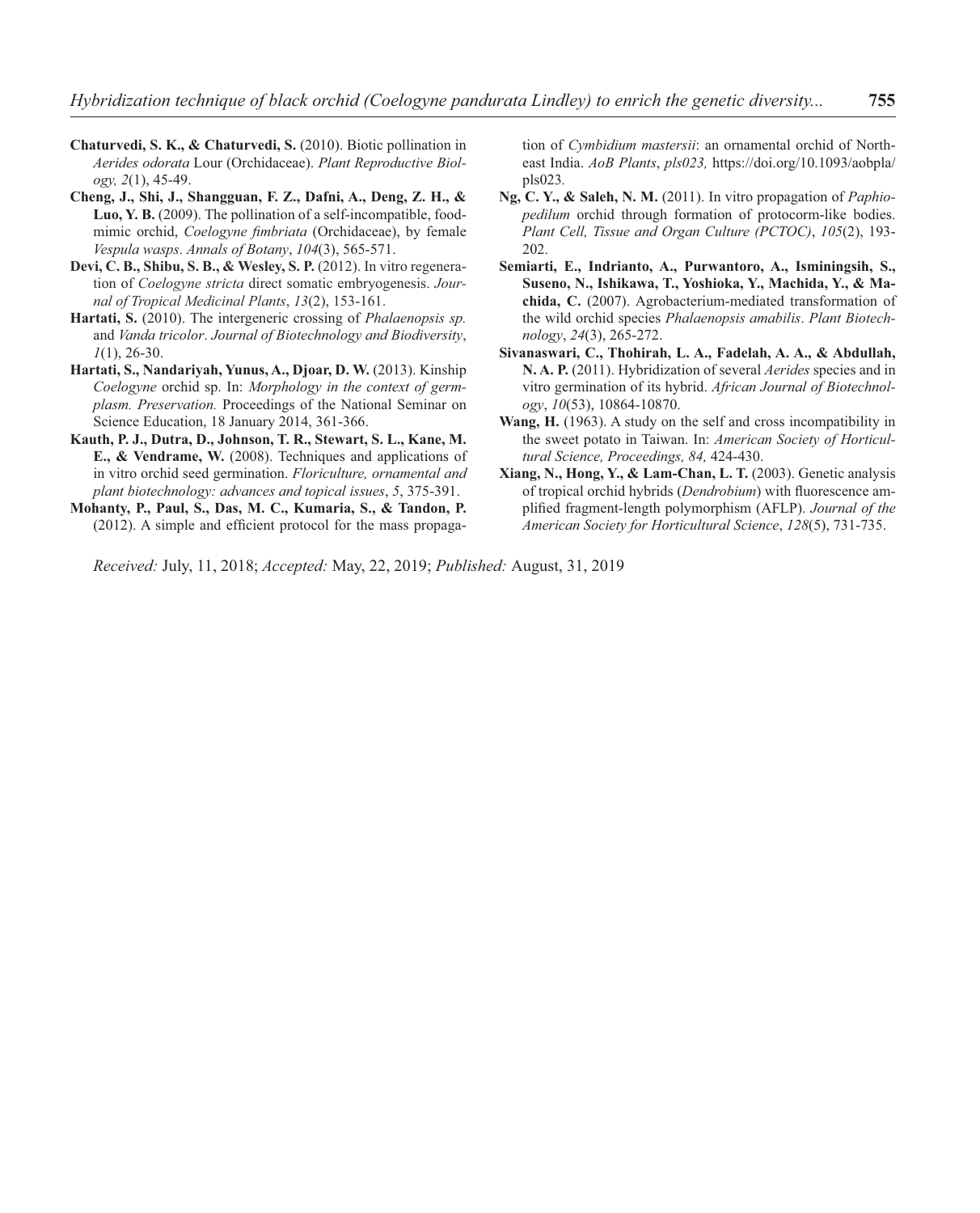**Chaturvedi, S. K., & Chaturvedi, S.** (2010). Biotic pollination in *Aerides odorata* Lour (Orchidaceae). *Plant Reproductive Biology, 2*(1), 45-49.

**Cheng, J., Shi, J., Shangguan, F. Z., Dafni, A., Deng, Z. H., & Luo, Y. B.** (2009). The pollination of a self-incompatible, food-mimic orchid, *Coelogyne fimbriata* (Orchidaceae), by female *Vespula wasps*. *Annals of Botany*, *104*(3), 565-571.

**Devi, C. B., Shibu, S. B., & Wesley, S. P.** (2012). In vitro regeneration of *Coelogyne stricta* direct somatic embryogenesis. *Journal of Tropical Medicinal Plants*, *13*(2), 153-161.

**Hartati, S.** (2010). The intergeneric crossing of *Phalaenopsis sp.* and *Vanda tricolor*. *Journal of Biotechnology and Biodiversity*, *1*(1), 26-30.

**Hartati, S., Nandariyah, Yunus, A., Djoar, D. W.** (2013). Kinship *Coelogyne* orchid sp. In: *Morphology in the context of germplasm. Preservation.* Proceedings of the National Seminar on Science Education, 18 January 2014, 361-366.

**Kauth, P. J., Dutra, D., Johnson, T. R., Stewart, S. L., Kane, M. E., & Vendrame, W.** (2008). Techniques and applications of in vitro orchid seed germination. *Floriculture, ornamental and plant biotechnology: advances and topical issues*, *5*, 375-391.

**Mohanty, P., Paul, S., Das, M. C., Kumaria, S., & Tandon, P.** (2012). A simple and efficient protocol for the mass propagation of *Cymbidium mastersii*: an ornamental orchid of Northeast India. *AoB Plants*, *pls023,* https://doi.org/10.1093/aobpla/pls023.

**Ng, C. Y., & Saleh, N. M.** (2011). In vitro propagation of *Paphiopedilum* orchid through formation of protocorm-like bodies. *Plant Cell, Tissue and Organ Culture (PCTOC)*, *105*(2), 193-202.

**Semiarti, E., Indrianto, A., Purwantoro, A., Isminingsih, S., Suseno, N., Ishikawa, T., Yoshioka, Y., Machida, Y., & Machida, C.** (2007). Agrobacterium-mediated transformation of the wild orchid species *Phalaenopsis amabilis*. *Plant Biotechnology*, *24*(3), 265-272.

**Sivanaswari, C., Thohirah, L. A., Fadelah, A. A., & Abdullah, N. A. P.** (2011). Hybridization of several *Aerides* species and in vitro germination of its hybrid. *African Journal of Biotechnology*, *10*(53), 10864-10870.

**Wang, H.** (1963). A study on the self and cross incompatibility in the sweet potato in Taiwan. In: *American Society of Horticultural Science, Proceedings, 84,* 424-430.

**Xiang, N., Hong, Y., & Lam-Chan, L. T.** (2003). Genetic analysis of tropical orchid hybrids (*Dendrobium*) with fluorescence amplified fragment-length polymorphism (AFLP). *Journal of the American Society for Horticultural Science*, *128*(5), 731-735.

*Received:* July, 11, 2018; *Accepted:* May, 22, 2019; *Published:* August, 31, 2019